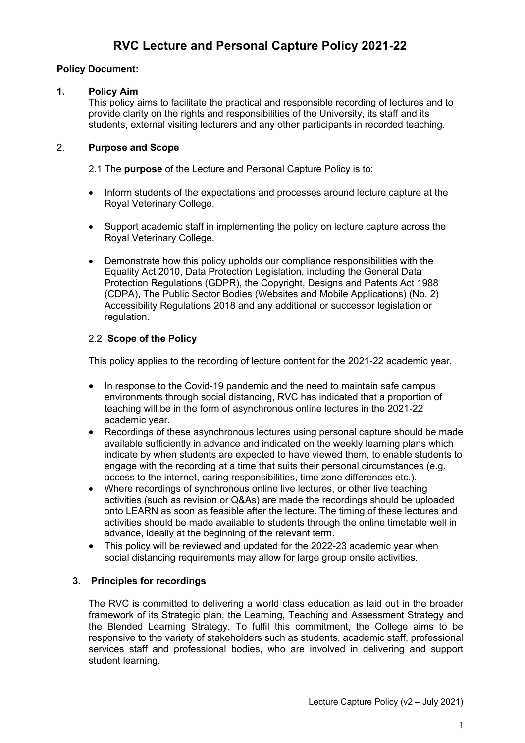# RVC Lecture and Personal Capture Policy 2021-22

**Policy Document:**

## 1. Policy Aim

This policy aims to facilitate the practical and responsible recording of lectures and to provide clarity on the rights and responsibilities of the University, its staff and its students, external visiting lecturers and any other participants in recorded teaching.

## 2. Purpose and Scope

2.1 The **purpose** of the Lecture and Personal Capture Policy is to:

- Inform students of the expectations and processes around lecture capture at the Royal Veterinary College.
- Support academic staff in implementing the policy on lecture capture across the Royal Veterinary College.
- Demonstrate how this policy upholds our compliance responsibilities with the Equality Act 2010, Data Protection Legislation, including the General Data Protection Regulations (GDPR), the Copyright, Designs and Patents Act 1988 (CDPA), The Public Sector Bodies (Websites and Mobile Applications) (No. 2) Accessibility Regulations 2018 and any additional or successor legislation or regulation.

### 2.2 Scope of the Policy

This policy applies to the recording of lecture content for the 2021-22 academic year.

- In response to the Covid-19 pandemic and the need to maintain safe campus environments through social distancing, RVC has indicated that a proportion of teaching will be in the form of asynchronous online lectures in the 2021-22 academic year.
- Recordings of these asynchronous lectures using personal capture should be made available sufficiently in advance and indicated on the weekly learning plans which indicate by when students are expected to have viewed them, to enable students to engage with the recording at a time that suits their personal circumstances (e.g. access to the internet, caring responsibilities, time zone differences etc.).
- Where recordings of synchronous online live lectures, or other live teaching activities (such as revision or Q&As) are made the recordings should be uploaded onto LEARN as soon as feasible after the lecture. The timing of these lectures and activities should be made available to students through the online timetable well in advance, ideally at the beginning of the relevant term.
- This policy will be reviewed and updated for the 2022-23 academic year when social distancing requirements may allow for large group onsite activities.

## 3. Principles for recordings

The RVC is committed to delivering a world class education as laid out in the broader framework of its Strategic plan, the Learning, Teaching and Assessment Strategy and the Blended Learning Strategy. To fulfil this commitment, the College aims to be responsive to the variety of stakeholders such as students, academic staff, professional services staff and professional bodies, who are involved in delivering and support student learning.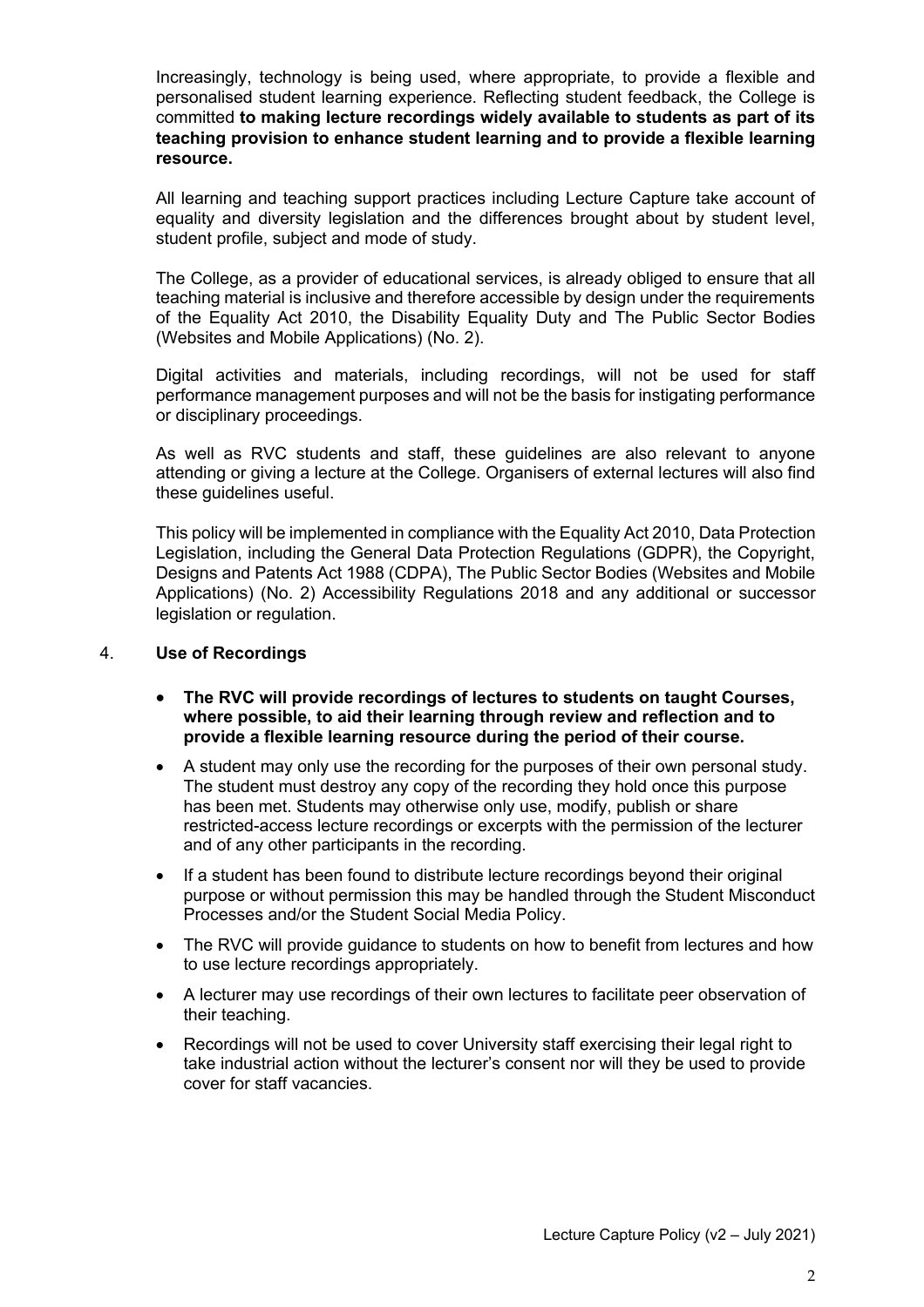Increasingly, technology is being used, where appropriate, to provide a flexible and personalised student learning experience. Reflecting student feedback, the College is committed **to making lecture recordings widely available to students as part of its teaching provision to enhance student learning and to provide a flexible learning resource.**

All learning and teaching support practices including Lecture Capture take account of equality and diversity legislation and the differences brought about by student level, student profile, subject and mode of study.

The College, as a provider of educational services, is already obliged to ensure that all teaching material is inclusive and therefore accessible by design under the requirements of the Equality Act 2010, the Disability Equality Duty and The Public Sector Bodies (Websites and Mobile Applications) (No. 2).

Digital activities and materials, including recordings, will not be used for staff performance management purposes and will not be the basis for instigating performance or disciplinary proceedings.

As well as RVC students and staff, these guidelines are also relevant to anyone attending or giving a lecture at the College. Organisers of external lectures will also find these guidelines useful.

This policy will be implemented in compliance with the Equality Act 2010, Data Protection Legislation, including the General Data Protection Regulations (GDPR), the Copyright, Designs and Patents Act 1988 (CDPA), The Public Sector Bodies (Websites and Mobile Applications) (No. 2) Accessibility Regulations 2018 and any additional or successor legislation or regulation.

## 4. Use of Recordings

- **The RVC will provide recordings of lectures to students on taught Courses, where possible, to aid their learning through review and reflection and to provide a flexible learning resource during the period of their course.**
- A student may only use the recording for the purposes of their own personal study. The student must destroy any copy of the recording they hold once this purpose has been met. Students may otherwise only use, modify, publish or share restricted-access lecture recordings or excerpts with the permission of the lecturer and of any other participants in the recording.
- If a student has been found to distribute lecture recordings beyond their original purpose or without permission this may be handled through the Student Misconduct Processes and/or the Student Social Media Policy.
- The RVC will provide guidance to students on how to benefit from lectures and how to use lecture recordings appropriately.
- A lecturer may use recordings of their own lectures to facilitate peer observation of their teaching.
- Recordings will not be used to cover University staff exercising their legal right to take industrial action without the lecturer's consent nor will they be used to provide cover for staff vacancies.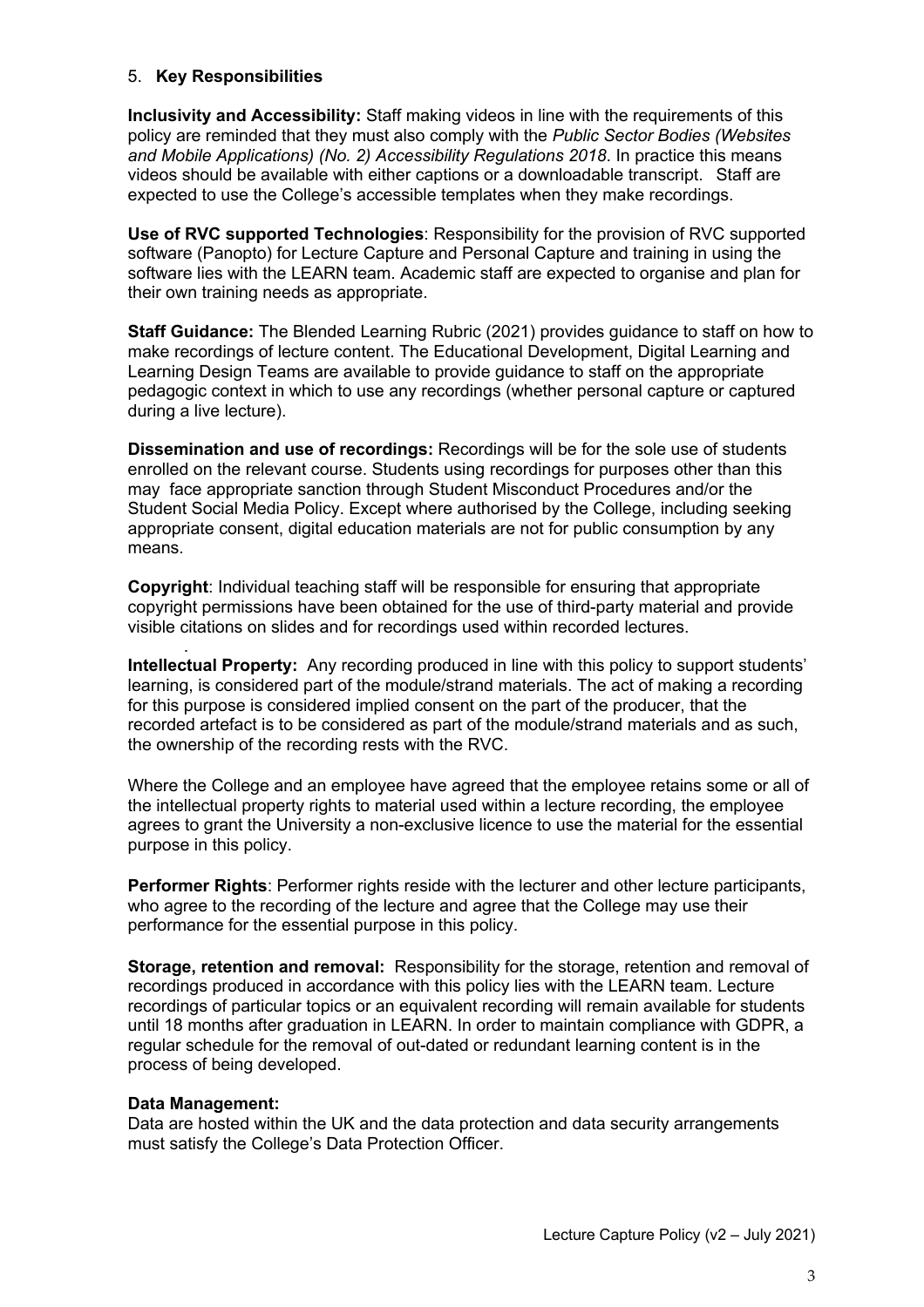## 5. **Key Responsibilities**

**Inclusivity and Accessibility:** Staff making videos in line with the requirements of this policy are reminded that they must also comply with the *Public Sector Bodies (Websites and Mobile Applications) (No. 2) Accessibility Regulations 2018*. In practice this means videos should be available with either captions or a downloadable transcript. Staff are expected to use the College's accessible templates when they make recordings.

**Use of RVC supported Technologies**: Responsibility for the provision of RVC supported software (Panopto) for Lecture Capture and Personal Capture and training in using the software lies with the LEARN team. Academic staff are expected to organise and plan for their own training needs as appropriate.

**Staff Guidance:** The Blended Learning Rubric (2021) provides guidance to staff on how to make recordings of lecture content. The Educational Development, Digital Learning and Learning Design Teams are available to provide guidance to staff on the appropriate pedagogic context in which to use any recordings (whether personal capture or captured during a live lecture).

**Dissemination and use of recordings:** Recordings will be for the sole use of students enrolled on the relevant course. Students using recordings for purposes other than this may face appropriate sanction through Student Misconduct Procedures and/or the Student Social Media Policy. Except where authorised by the College, including seeking appropriate consent, digital education materials are not for public consumption by any means.

**Copyright**: Individual teaching staff will be responsible for ensuring that appropriate copyright permissions have been obtained for the use of third-party material and provide visible citations on slides and for recordings used within recorded lectures.

**Intellectual Property:** Any recording produced in line with this policy to support students' learning, is considered part of the module/strand materials. The act of making a recording for this purpose is considered implied consent on the part of the producer, that the recorded artefact is to be considered as part of the module/strand materials and as such, the ownership of the recording rests with the RVC.

Where the College and an employee have agreed that the employee retains some or all of the intellectual property rights to material used within a lecture recording, the employee agrees to grant the University a non-exclusive licence to use the material for the essential purpose in this policy.

**Performer Rights**: Performer rights reside with the lecturer and other lecture participants, who agree to the recording of the lecture and agree that the College may use their performance for the essential purpose in this policy.

**Storage, retention and removal:** Responsibility for the storage, retention and removal of recordings produced in accordance with this policy lies with the LEARN team. Lecture recordings of particular topics or an equivalent recording will remain available for students until 18 months after graduation in LEARN. In order to maintain compliance with GDPR, a regular schedule for the removal of out-dated or redundant learning content is in the process of being developed.

**Data Management:**
Data are hosted within the UK and the data protection and data security arrangements must satisfy the College's Data Protection Officer.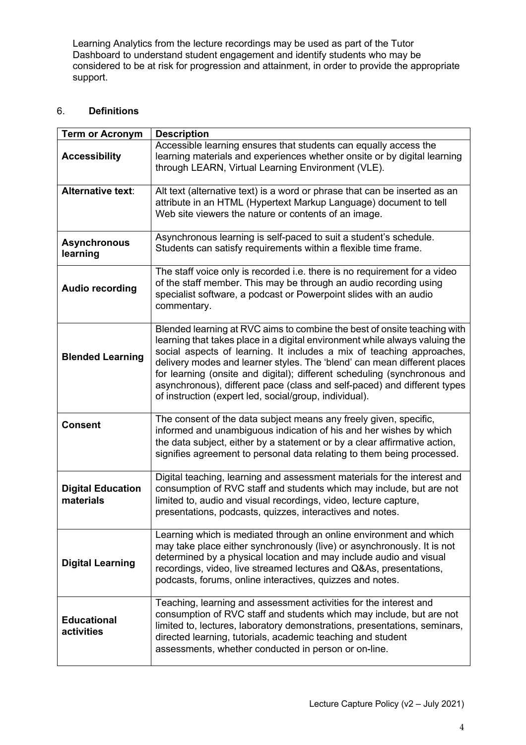Learning Analytics from the lecture recordings may be used as part of the Tutor Dashboard to understand student engagement and identify students who may be considered to be at risk for progression and attainment, in order to provide the appropriate support.

## 6. **Definitions**

| Term or Acronym | Description |
|---|---|
| **Accessibility** | Accessible learning ensures that students can equally access the learning materials and experiences whether onsite or by digital learning through LEARN, Virtual Learning Environment (VLE). |
| **Alternative text**: | Alt text (alternative text) is a word or phrase that can be inserted as an attribute in an HTML (Hypertext Markup Language) document to tell Web site viewers the nature or contents of an image. |
| **Asynchronous learning** | Asynchronous learning is self-paced to suit a student's schedule. Students can satisfy requirements within a flexible time frame. |
| **Audio recording** | The staff voice only is recorded i.e. there is no requirement for a video of the staff member. This may be through an audio recording using specialist software, a podcast or Powerpoint slides with an audio commentary. |
| **Blended Learning** | Blended learning at RVC aims to combine the best of onsite teaching with learning that takes place in a digital environment while always valuing the social aspects of learning. It includes a mix of teaching approaches, delivery modes and learner styles. The 'blend' can mean different places for learning (onsite and digital); different scheduling (synchronous and asynchronous), different pace (class and self-paced) and different types of instruction (expert led, social/group, individual). |
| **Consent** | The consent of the data subject means any freely given, specific, informed and unambiguous indication of his and her wishes by which the data subject, either by a statement or by a clear affirmative action, signifies agreement to personal data relating to them being processed. |
| **Digital Education materials** | Digital teaching, learning and assessment materials for the interest and consumption of RVC staff and students which may include, but are not limited to, audio and visual recordings, video, lecture capture, presentations, podcasts, quizzes, interactives and notes. |
| **Digital Learning** | Learning which is mediated through an online environment and which may take place either synchronously (live) or asynchronously. It is not determined by a physical location and may include audio and visual recordings, video, live streamed lectures and Q&As, presentations, podcasts, forums, online interactives, quizzes and notes. |
| **Educational activities** | Teaching, learning and assessment activities for the interest and consumption of RVC staff and students which may include, but are not limited to, lectures, laboratory demonstrations, presentations, seminars, directed learning, tutorials, academic teaching and student assessments, whether conducted in person or on-line. |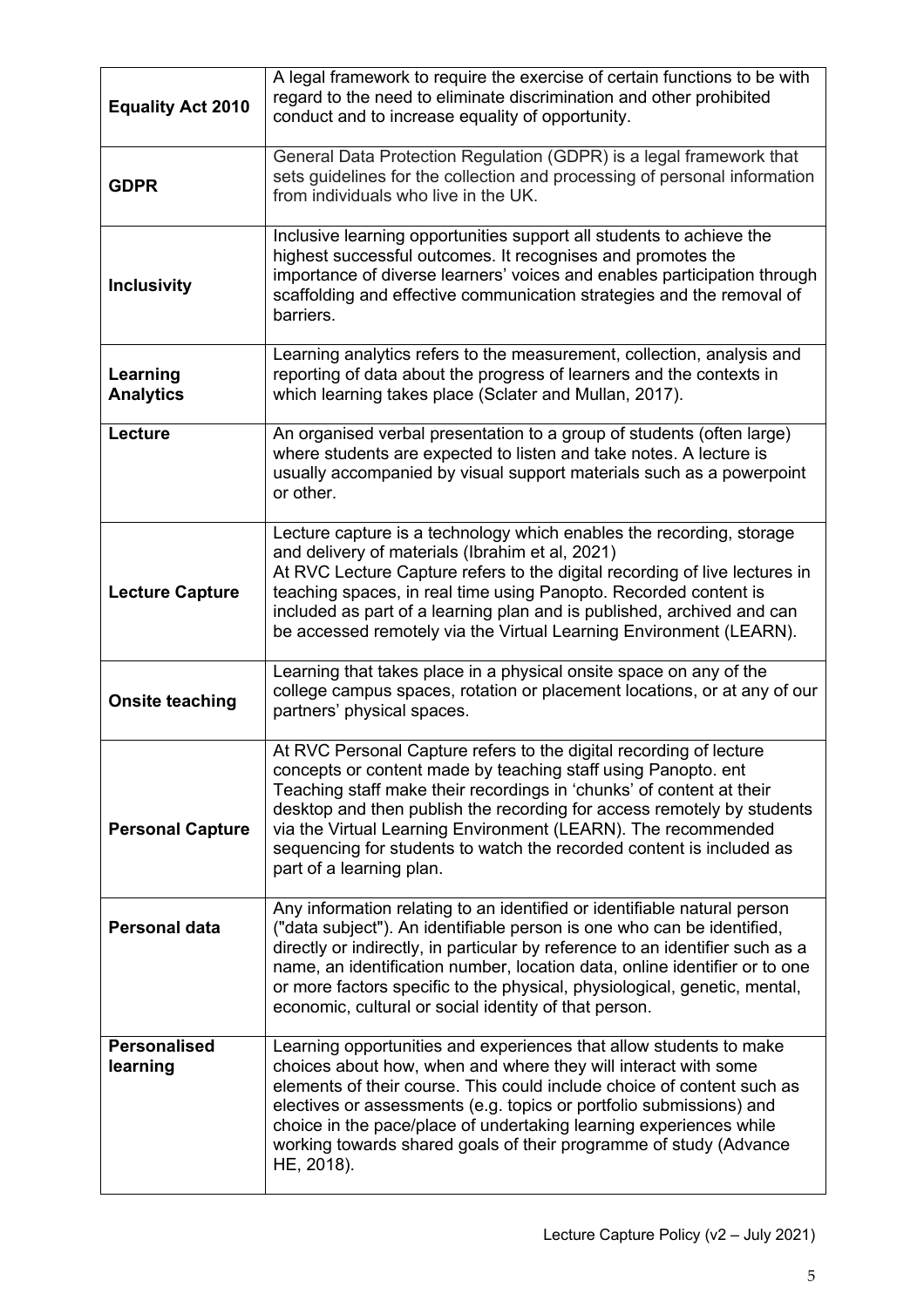| | |
|---|---|
| **Equality Act 2010** | A legal framework to require the exercise of certain functions to be with regard to the need to eliminate discrimination and other prohibited conduct and to increase equality of opportunity. |
| **GDPR** | General Data Protection Regulation (GDPR) is a legal framework that sets guidelines for the collection and processing of personal information from individuals who live in the UK. |
| **Inclusivity** | Inclusive learning opportunities support all students to achieve the highest successful outcomes. It recognises and promotes the importance of diverse learners' voices and enables participation through scaffolding and effective communication strategies and the removal of barriers. |
| **Learning Analytics** | Learning analytics refers to the measurement, collection, analysis and reporting of data about the progress of learners and the contexts in which learning takes place (Sclater and Mullan, 2017). |
| **Lecture** | An organised verbal presentation to a group of students (often large) where students are expected to listen and take notes. A lecture is usually accompanied by visual support materials such as a powerpoint or other. |
| **Lecture Capture** | Lecture capture is a technology which enables the recording, storage and delivery of materials (Ibrahim et al, 2021)<br>At RVC Lecture Capture refers to the digital recording of live lectures in teaching spaces, in real time using Panopto. Recorded content is included as part of a learning plan and is published, archived and can be accessed remotely via the Virtual Learning Environment (LEARN). |
| **Onsite teaching** | Learning that takes place in a physical onsite space on any of the college campus spaces, rotation or placement locations, or at any of our partners' physical spaces. |
| **Personal Capture** | At RVC Personal Capture refers to the digital recording of lecture concepts or content made by teaching staff using Panopto. ent Teaching staff make their recordings in 'chunks' of content at their desktop and then publish the recording for access remotely by students via the Virtual Learning Environment (LEARN). The recommended sequencing for students to watch the recorded content is included as part of a learning plan. |
| **Personal data** | Any information relating to an identified or identifiable natural person ("data subject"). An identifiable person is one who can be identified, directly or indirectly, in particular by reference to an identifier such as a name, an identification number, location data, online identifier or to one or more factors specific to the physical, physiological, genetic, mental, economic, cultural or social identity of that person. |
| **Personalised learning** | Learning opportunities and experiences that allow students to make choices about how, when and where they will interact with some elements of their course. This could include choice of content such as electives or assessments (e.g. topics or portfolio submissions) and choice in the pace/place of undertaking learning experiences while working towards shared goals of their programme of study (Advance HE, 2018). |

Lecture Capture Policy (v2 – July 2021)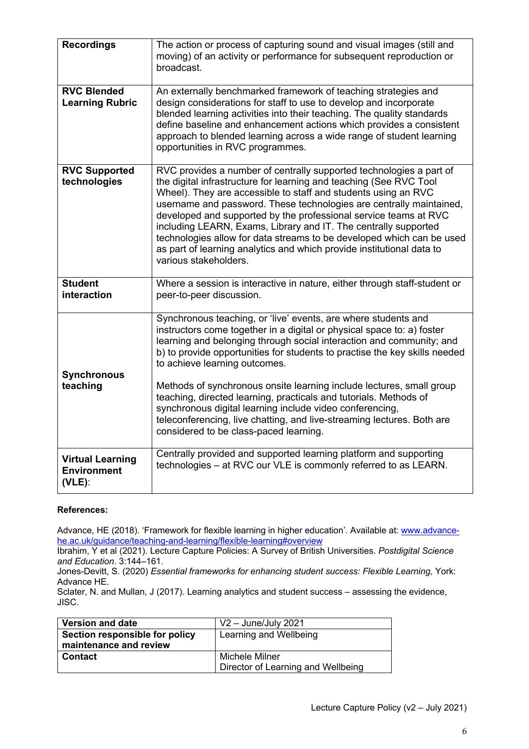| | |
|---|---|
| **Recordings** | The action or process of capturing sound and visual images (still and moving) of an activity or performance for subsequent reproduction or broadcast. |
| **RVC Blended Learning Rubric** | An externally benchmarked framework of teaching strategies and design considerations for staff to use to develop and incorporate blended learning activities into their teaching. The quality standards define baseline and enhancement actions which provides a consistent approach to blended learning across a wide range of student learning opportunities in RVC programmes. |
| **RVC Supported technologies** | RVC provides a number of centrally supported technologies a part of the digital infrastructure for learning and teaching (See RVC Tool Wheel). They are accessible to staff and students using an RVC username and password. These technologies are centrally maintained, developed and supported by the professional service teams at RVC including LEARN, Exams, Library and IT. The centrally supported technologies allow for data streams to be developed which can be used as part of learning analytics and which provide institutional data to various stakeholders. |
| **Student interaction** | Where a session is interactive in nature, either through staff-student or peer-to-peer discussion. |
| **Synchronous teaching** | Synchronous teaching, or 'live' events, are where students and instructors come together in a digital or physical space to: a) foster learning and belonging through social interaction and community; and b) to provide opportunities for students to practise the key skills needed to achieve learning outcomes.<br><br>Methods of synchronous onsite learning include lectures, small group teaching, directed learning, practicals and tutorials. Methods of synchronous digital learning include video conferencing, teleconferencing, live chatting, and live-streaming lectures. Both are considered to be class-paced learning. |
| **Virtual Learning Environment (VLE)**: | Centrally provided and supported learning platform and supporting technologies – at RVC our VLE is commonly referred to as LEARN. |

**References:**

Advance, HE (2018). 'Framework for flexible learning in higher education'. Available at: [www.advance-he.ac.uk/guidance/teaching-and-learning/flexible-learning#overview](www.advance-he.ac.uk/guidance/teaching-and-learning/flexible-learning#overview)

Ibrahim, Y et al (2021). Lecture Capture Policies: A Survey of British Universities. *Postdigital Science and Education*. 3:144–161.

Jones-Devitt, S. (2020) *Essential frameworks for enhancing student success: Flexible Learning*, York: Advance HE.

Sclater, N. and Mullan, J (2017). Learning analytics and student success – assessing the evidence, JISC.

| | |
|---|---|
| **Version and date** | V2 – June/July 2021 |
| **Section responsible for policy maintenance and review** | Learning and Wellbeing |
| **Contact** | Michele Milner<br>Director of Learning and Wellbeing |